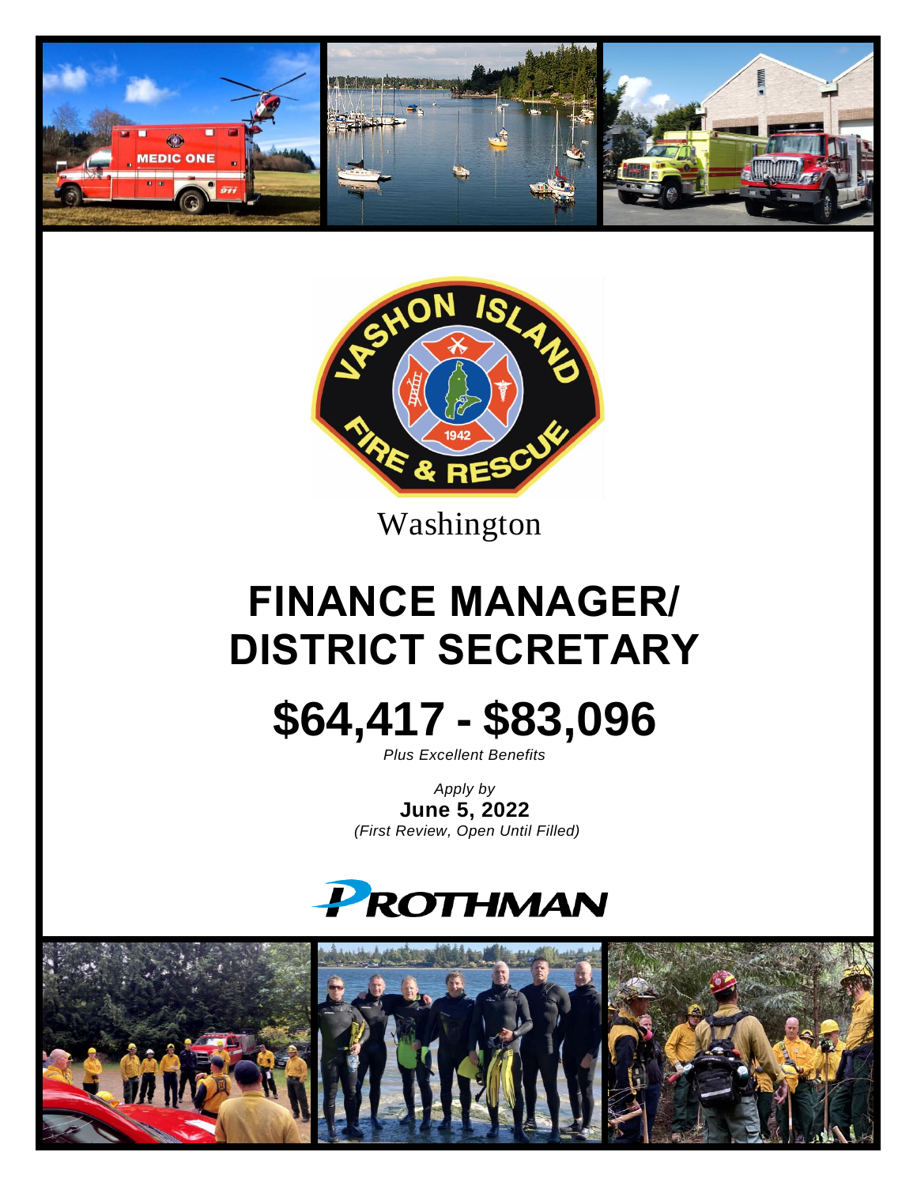Washington

# FINANCE MANAGER/ DISTRICT SECRETARY

# $64,417 - $83,096

*Plus Excellent Benefits*

*Apply by*

**June 5, 2022**

*(First Review, Open Until Filled)*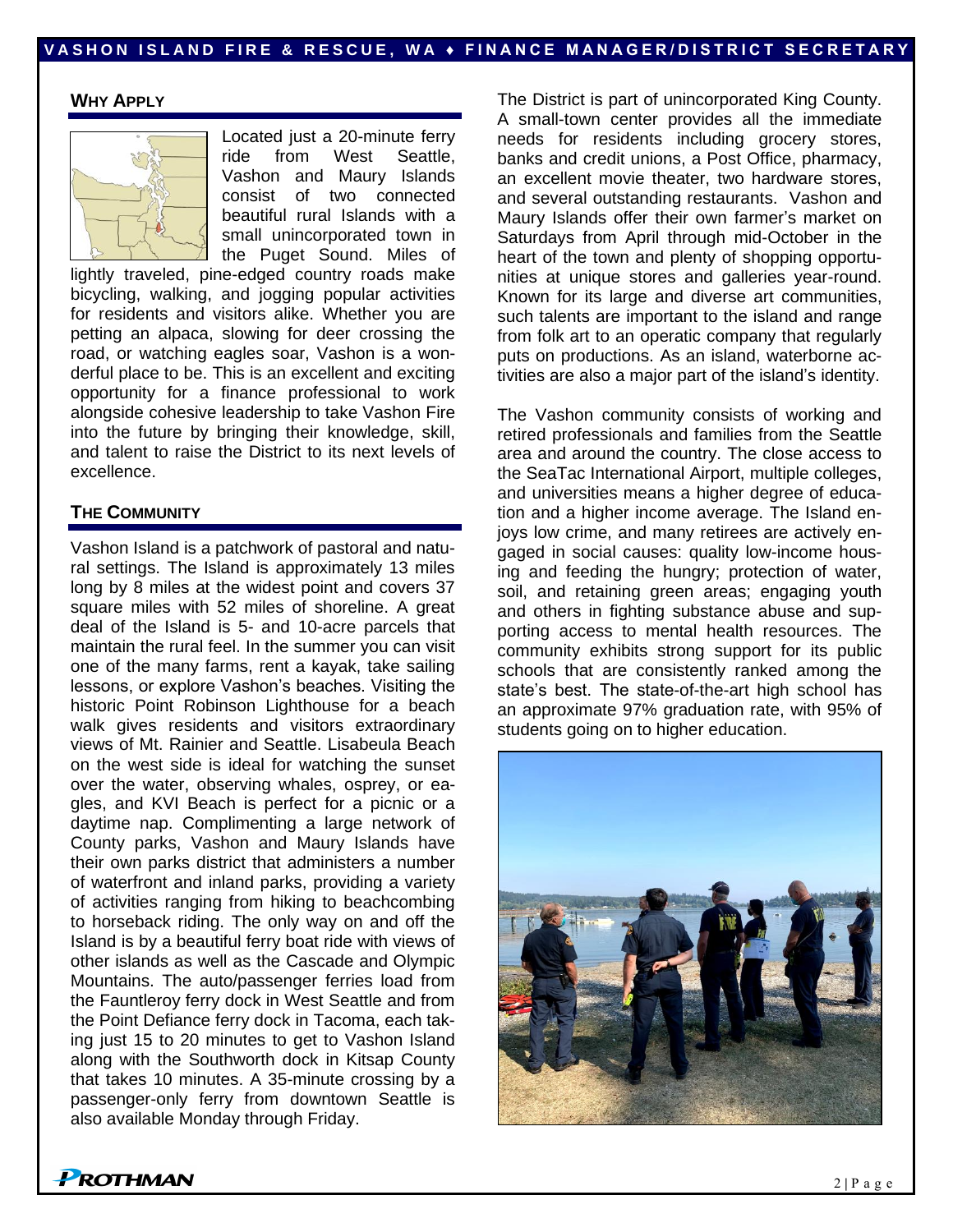## WHY APPLY

Located just a 20-minute ferry ride from West Seattle, Vashon and Maury Islands consist of two connected beautiful rural Islands with a small unincorporated town in the Puget Sound. Miles of lightly traveled, pine-edged country roads make bicycling, walking, and jogging popular activities for residents and visitors alike. Whether you are petting an alpaca, slowing for deer crossing the road, or watching eagles soar, Vashon is a wonderful place to be. This is an excellent and exciting opportunity for a finance professional to work alongside cohesive leadership to take Vashon Fire into the future by bringing their knowledge, skill, and talent to raise the District to its next levels of excellence.

## THE COMMUNITY

Vashon Island is a patchwork of pastoral and natural settings. The Island is approximately 13 miles long by 8 miles at the widest point and covers 37 square miles with 52 miles of shoreline. A great deal of the Island is 5- and 10-acre parcels that maintain the rural feel. In the summer you can visit one of the many farms, rent a kayak, take sailing lessons, or explore Vashon's beaches. Visiting the historic Point Robinson Lighthouse for a beach walk gives residents and visitors extraordinary views of Mt. Rainier and Seattle. Lisabeula Beach on the west side is ideal for watching the sunset over the water, observing whales, osprey, or eagles, and KVI Beach is perfect for a picnic or a daytime nap. Complimenting a large network of County parks, Vashon and Maury Islands have their own parks district that administers a number of waterfront and inland parks, providing a variety of activities ranging from hiking to beachcombing to horseback riding. The only way on and off the Island is by a beautiful ferry boat ride with views of other islands as well as the Cascade and Olympic Mountains. The auto/passenger ferries load from the Fauntleroy ferry dock in West Seattle and from the Point Defiance ferry dock in Tacoma, each taking just 15 to 20 minutes to get to Vashon Island along with the Southworth dock in Kitsap County that takes 10 minutes. A 35-minute crossing by a passenger-only ferry from downtown Seattle is also available Monday through Friday.

The District is part of unincorporated King County. A small-town center provides all the immediate needs for residents including grocery stores, banks and credit unions, a Post Office, pharmacy, an excellent movie theater, two hardware stores, and several outstanding restaurants. Vashon and Maury Islands offer their own farmer's market on Saturdays from April through mid-October in the heart of the town and plenty of shopping opportunities at unique stores and galleries year-round. Known for its large and diverse art communities, such talents are important to the island and range from folk art to an operatic company that regularly puts on productions. As an island, waterborne activities are also a major part of the island's identity.

The Vashon community consists of working and retired professionals and families from the Seattle area and around the country. The close access to the SeaTac International Airport, multiple colleges, and universities means a higher degree of education and a higher income average. The Island enjoys low crime, and many retirees are actively engaged in social causes: quality low-income housing and feeding the hungry; protection of water, soil, and retaining green areas; engaging youth and others in fighting substance abuse and supporting access to mental health resources. The community exhibits strong support for its public schools that are consistently ranked among the state's best. The state-of-the-art high school has an approximate 97% graduation rate, with 95% of students going on to higher education.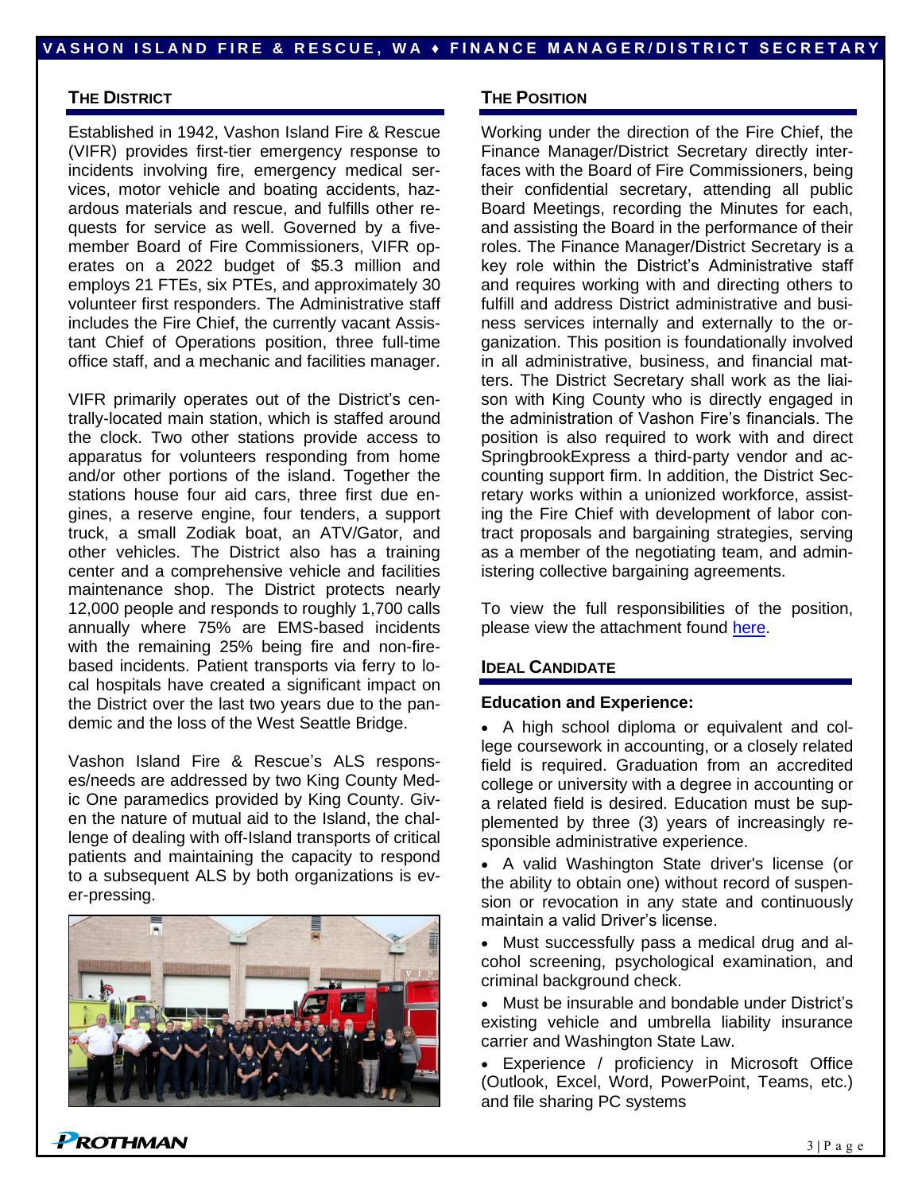## THE DISTRICT

Established in 1942, Vashon Island Fire & Rescue (VIFR) provides first-tier emergency response to incidents involving fire, emergency medical services, motor vehicle and boating accidents, hazardous materials and rescue, and fulfills other requests for service as well. Governed by a five-member Board of Fire Commissioners, VIFR operates on a 2022 budget of $5.3 million and employs 21 FTEs, six PTEs, and approximately 30 volunteer first responders. The Administrative staff includes the Fire Chief, the currently vacant Assistant Chief of Operations position, three full-time office staff, and a mechanic and facilities manager.

VIFR primarily operates out of the District's centrally-located main station, which is staffed around the clock. Two other stations provide access to apparatus for volunteers responding from home and/or other portions of the island. Together the stations house four aid cars, three first due engines, a reserve engine, four tenders, a support truck, a small Zodiak boat, an ATV/Gator, and other vehicles. The District also has a training center and a comprehensive vehicle and facilities maintenance shop. The District protects nearly 12,000 people and responds to roughly 1,700 calls annually where 75% are EMS-based incidents with the remaining 25% being fire and non-fire-based incidents. Patient transports via ferry to local hospitals have created a significant impact on the District over the last two years due to the pandemic and the loss of the West Seattle Bridge.

Vashon Island Fire & Rescue's ALS responses/needs are addressed by two King County Medic One paramedics provided by King County. Given the nature of mutual aid to the Island, the challenge of dealing with off-Island transports of critical patients and maintaining the capacity to respond to a subsequent ALS by both organizations is ever-pressing.

## THE POSITION

Working under the direction of the Fire Chief, the Finance Manager/District Secretary directly interfaces with the Board of Fire Commissioners, being their confidential secretary, attending all public Board Meetings, recording the Minutes for each, and assisting the Board in the performance of their roles. The Finance Manager/District Secretary is a key role within the District's Administrative staff and requires working with and directing others to fulfill and address District administrative and business services internally and externally to the organization. This position is foundationally involved in all administrative, business, and financial matters. The District Secretary shall work as the liaison with King County who is directly engaged in the administration of Vashon Fire's financials. The position is also required to work with and direct SpringbrookExpress a third-party vendor and accounting support firm. In addition, the District Secretary works within a unionized workforce, assisting the Fire Chief with development of labor contract proposals and bargaining strategies, serving as a member of the negotiating team, and administering collective bargaining agreements.

To view the full responsibilities of the position, please view the attachment found here.

## IDEAL CANDIDATE

**Education and Experience:**

- A high school diploma or equivalent and college coursework in accounting, or a closely related field is required. Graduation from an accredited college or university with a degree in accounting or a related field is desired. Education must be supplemented by three (3) years of increasingly responsible administrative experience.
- A valid Washington State driver's license (or the ability to obtain one) without record of suspension or revocation in any state and continuously maintain a valid Driver's license.
- Must successfully pass a medical drug and alcohol screening, psychological examination, and criminal background check.
- Must be insurable and bondable under District's existing vehicle and umbrella liability insurance carrier and Washington State Law.
- Experience / proficiency in Microsoft Office (Outlook, Excel, Word, PowerPoint, Teams, etc.) and file sharing PC systems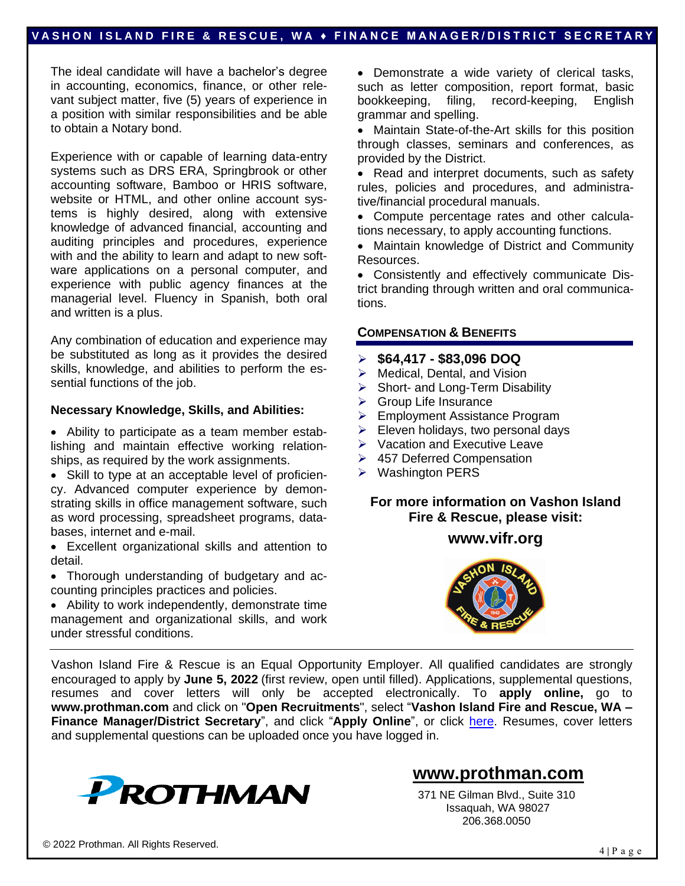The ideal candidate will have a bachelor's degree in accounting, economics, finance, or other relevant subject matter, five (5) years of experience in a position with similar responsibilities and be able to obtain a Notary bond.

Experience with or capable of learning data-entry systems such as DRS ERA, Springbrook or other accounting software, Bamboo or HRIS software, website or HTML, and other online account systems is highly desired, along with extensive knowledge of advanced financial, accounting and auditing principles and procedures, experience with and the ability to learn and adapt to new software applications on a personal computer, and experience with public agency finances at the managerial level. Fluency in Spanish, both oral and written is a plus.

Any combination of education and experience may be substituted as long as it provides the desired skills, knowledge, and abilities to perform the essential functions of the job.

**Necessary Knowledge, Skills, and Abilities:**

- Ability to participate as a team member establishing and maintain effective working relationships, as required by the work assignments.
- Skill to type at an acceptable level of proficiency. Advanced computer experience by demonstrating skills in office management software, such as word processing, spreadsheet programs, databases, internet and e-mail.
- Excellent organizational skills and attention to detail.
- Thorough understanding of budgetary and accounting principles practices and policies.
- Ability to work independently, demonstrate time management and organizational skills, and work under stressful conditions.
- Demonstrate a wide variety of clerical tasks, such as letter composition, report format, basic bookkeeping, filing, record-keeping, English grammar and spelling.
- Maintain State-of-the-Art skills for this position through classes, seminars and conferences, as provided by the District.
- Read and interpret documents, such as safety rules, policies and procedures, and administrative/financial procedural manuals.
- Compute percentage rates and other calculations necessary, to apply accounting functions.
- Maintain knowledge of District and Community Resources.
- Consistently and effectively communicate District branding through written and oral communications.

## Compensation & Benefits

- **$64,417 - $83,096 DOQ**
- Medical, Dental, and Vision
- Short- and Long-Term Disability
- Group Life Insurance
- Employment Assistance Program
- Eleven holidays, two personal days
- Vacation and Executive Leave
- 457 Deferred Compensation
- Washington PERS

**For more information on Vashon Island Fire & Rescue, please visit:**

**www.vifr.org**

Vashon Island Fire & Rescue is an Equal Opportunity Employer. All qualified candidates are strongly encouraged to apply by **June 5, 2022** (first review, open until filled). Applications, supplemental questions, resumes and cover letters will only be accepted electronically. To **apply online,** go to **www.prothman.com** and click on "**Open Recruitments**", select "**Vashon Island Fire and Rescue, WA – Finance Manager/District Secretary**", and click "**Apply Online**", or click here. Resumes, cover letters and supplemental questions can be uploaded once you have logged in.

PROTHMAN

**www.prothman.com**

371 NE Gilman Blvd., Suite 310
Issaquah, WA 98027
206.368.0050

© 2022 Prothman. All Rights Reserved.